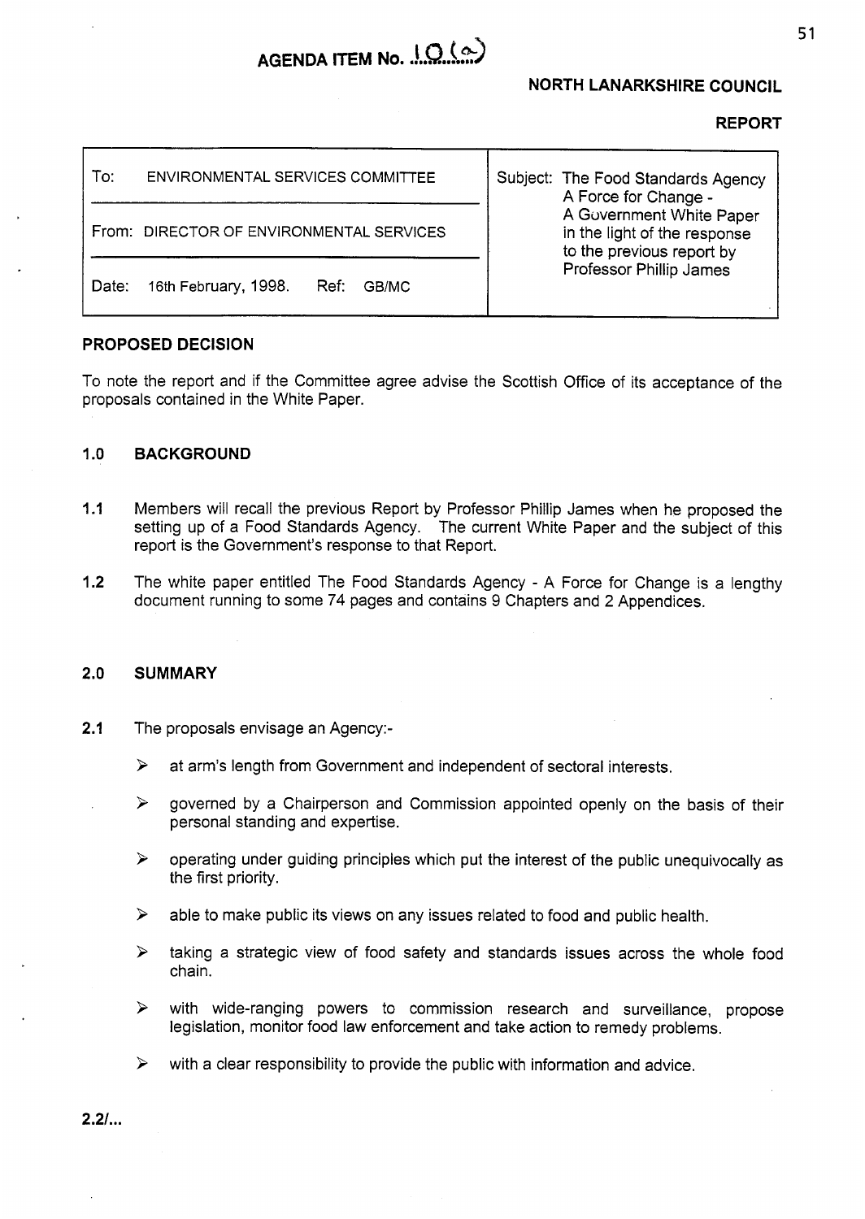AGENDA ITEM No. 10(a)

**NORTH LANARKSHIRE COUNCIL**

**REPORT**

| To: ENVIRONMENTAL SERVICES COMMITTEE | Subject: The Food Standards Agency A Force for Change - A Government White Paper in the light of the response to the previous report by Professor Phillip James |
|---|---|
| From: DIRECTOR OF ENVIRONMENTAL SERVICES | |
| Date: 16th February, 1998. Ref: GB/MC | |

## PROPOSED DECISION

To note the report and if the Committee agree advise the Scottish Office of its acceptance of the proposals contained in the White Paper.

## 1.0 BACKGROUND

**1.1** Members will recall the previous Report by Professor Phillip James when he proposed the setting up of a Food Standards Agency. The current White Paper and the subject of this report is the Government's response to that Report.

**1.2** The white paper entitled The Food Standards Agency - A Force for Change is a lengthy document running to some 74 pages and contains 9 Chapters and 2 Appendices.

## 2.0 SUMMARY

**2.1** The proposals envisage an Agency:-

- at arm's length from Government and independent of sectoral interests.
- governed by a Chairperson and Commission appointed openly on the basis of their personal standing and expertise.
- operating under guiding principles which put the interest of the public unequivocally as the first priority.
- able to make public its views on any issues related to food and public health.
- taking a strategic view of food safety and standards issues across the whole food chain.
- with wide-ranging powers to commission research and surveillance, propose legislation, monitor food law enforcement and take action to remedy problems.
- with a clear responsibility to provide the public with information and advice.

2.2/...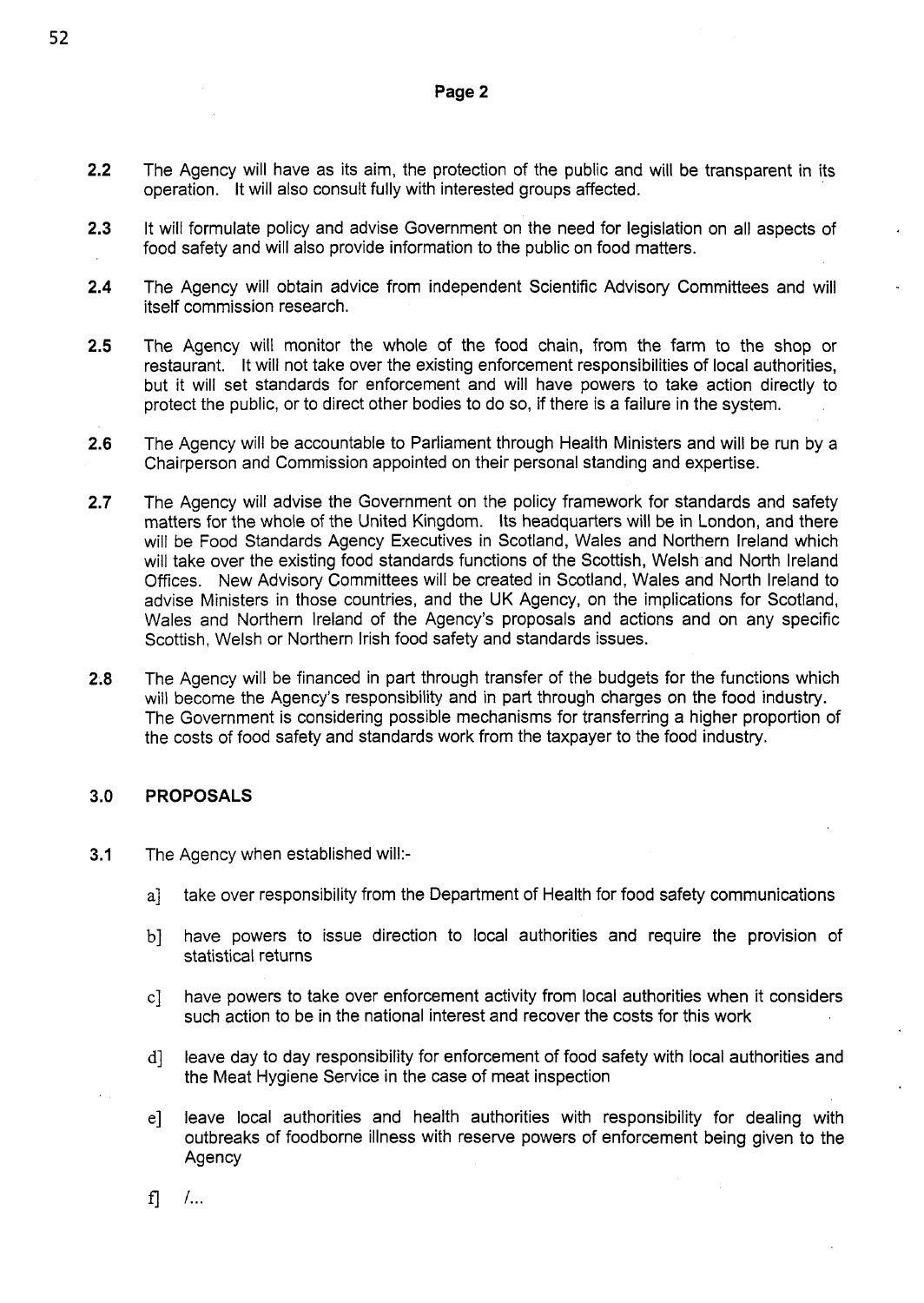**2.2** The Agency will have as its aim, the protection of the public and will be transparent in its operation. It will also consult fully with interested groups affected.

**2.3** It will formulate policy and advise Government on the need for legislation on all aspects of food safety and will also provide information to the public on food matters.

**2.4** The Agency will obtain advice from independent Scientific Advisory Committees and will itself commission research.

**2.5** The Agency will monitor the whole of the food chain, from the farm to the shop or restaurant. It will not take over the existing enforcement responsibilities of local authorities, but it will set standards for enforcement and will have powers to take action directly to protect the public, or to direct other bodies to do so, if there is a failure in the system.

**2.6** The Agency will be accountable to Parliament through Health Ministers and will be run by a Chairperson and Commission appointed on their personal standing and expertise.

**2.7** The Agency will advise the Government on the policy framework for standards and safety matters for the whole of the United Kingdom. Its headquarters will be in London, and there will be Food Standards Agency Executives in Scotland, Wales and Northern Ireland which will take over the existing food standards functions of the Scottish, Welsh and North Ireland Offices. New Advisory Committees will be created in Scotland, Wales and North Ireland to advise Ministers in those countries, and the UK Agency, on the implications for Scotland, Wales and Northern Ireland of the Agency's proposals and actions and on any specific Scottish, Welsh or Northern Irish food safety and standards issues.

**2.8** The Agency will be financed in part through transfer of the budgets for the functions which will become the Agency's responsibility and in part through charges on the food industry. The Government is considering possible mechanisms for transferring a higher proportion of the costs of food safety and standards work from the taxpayer to the food industry.

### 3.0 PROPOSALS

**3.1** The Agency when established will:-

a] take over responsibility from the Department of Health for food safety communications

b] have powers to issue direction to local authorities and require the provision of statistical returns

c] have powers to take over enforcement activity from local authorities when it considers such action to be in the national interest and recover the costs for this work

d] leave day to day responsibility for enforcement of food safety with local authorities and the Meat Hygiene Service in the case of meat inspection

e] leave local authorities and health authorities with responsibility for dealing with outbreaks of foodborne illness with reserve powers of enforcement being given to the Agency

f] /...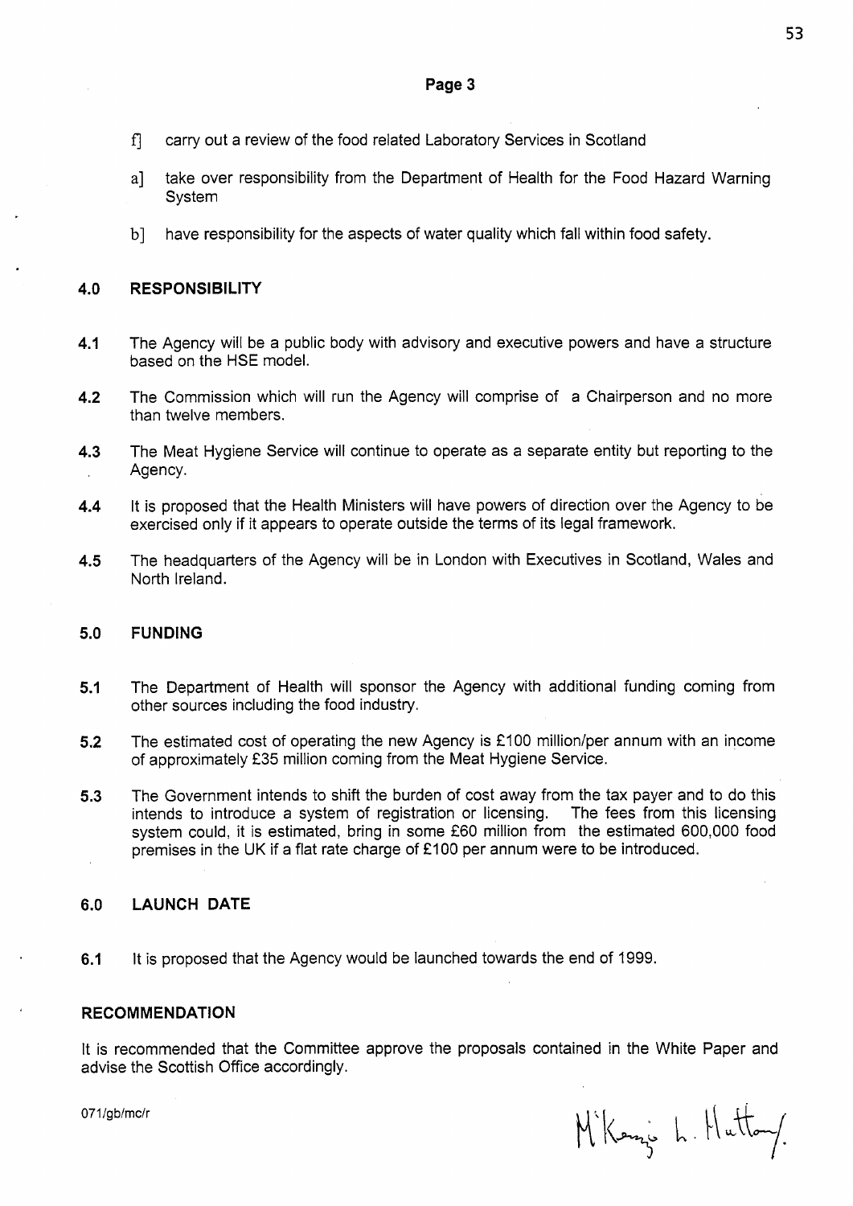f] carry out a review of the food related Laboratory Services in Scotland

a] take over responsibility from the Department of Health for the Food Hazard Warning System

b] have responsibility for the aspects of water quality which fall within food safety.

## 4.0 RESPONSIBILITY

**4.1** The Agency will be a public body with advisory and executive powers and have a structure based on the HSE model.

**4.2** The Commission which will run the Agency will comprise of a Chairperson and no more than twelve members.

**4.3** The Meat Hygiene Service will continue to operate as a separate entity but reporting to the Agency.

**4.4** It is proposed that the Health Ministers will have powers of direction over the Agency to be exercised only if it appears to operate outside the terms of its legal framework.

**4.5** The headquarters of the Agency will be in London with Executives in Scotland, Wales and North Ireland.

## 5.0 FUNDING

**5.1** The Department of Health will sponsor the Agency with additional funding coming from other sources including the food industry.

**5.2** The estimated cost of operating the new Agency is £100 million/per annum with an income of approximately £35 million coming from the Meat Hygiene Service.

**5.3** The Government intends to shift the burden of cost away from the tax payer and to do this intends to introduce a system of registration or licensing. The fees from this licensing system could, it is estimated, bring in some £60 million from the estimated 600,000 food premises in the UK if a flat rate charge of £100 per annum were to be introduced.

## 6.0 LAUNCH DATE

**6.1** It is proposed that the Agency would be launched towards the end of 1999.

## RECOMMENDATION

It is recommended that the Committee approve the proposals contained in the White Paper and advise the Scottish Office accordingly.

071/gb/mc/r

McKenzie L. Hatton